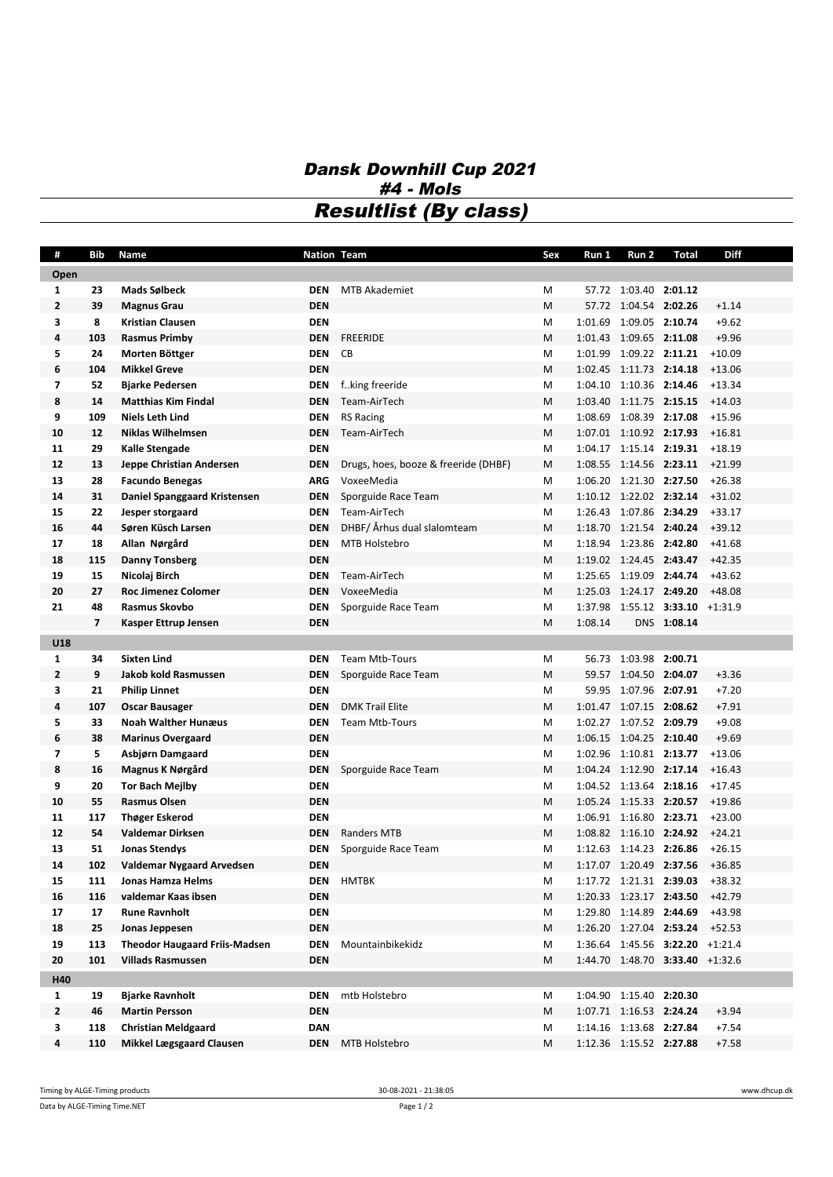# Dansk Downhill Cup 2021

## #4 - Mols

## Resultlist (By class)

| # | Bib | Name | Nation | Team | Sex | Run 1 | Run 2 | Total | Diff |
|---|---|---|---|---|---|---|---|---|---|
| **Open** | | | | | | | | | |
| 1 | 23 | **Mads Sølbeck** | **DEN** | MTB Akademiet | M | 57.72 | 1:03.40 | **2:01.12** | |
| 2 | 39 | **Magnus Grau** | **DEN** | | M | 57.72 | 1:04.54 | **2:02.26** | +1.14 |
| 3 | 8 | **Kristian Clausen** | **DEN** | | M | 1:01.69 | 1:09.05 | **2:10.74** | +9.62 |
| 4 | 103 | **Rasmus Primby** | **DEN** | FREERIDE | M | 1:01.43 | 1:09.65 | **2:11.08** | +9.96 |
| 5 | 24 | **Morten Böttger** | **DEN** | CB | M | 1:01.99 | 1:09.22 | **2:11.21** | +10.09 |
| 6 | 104 | **Mikkel Greve** | **DEN** | | M | 1:02.45 | 1:11.73 | **2:14.18** | +13.06 |
| 7 | 52 | **Bjarke Pedersen** | **DEN** | f..king freeride | M | 1:04.10 | 1:10.36 | **2:14.46** | +13.34 |
| 8 | 14 | **Matthias Kim Findal** | **DEN** | Team-AirTech | M | 1:03.40 | 1:11.75 | **2:15.15** | +14.03 |
| 9 | 109 | **Niels Leth Lind** | **DEN** | RS Racing | M | 1:08.69 | 1:08.39 | **2:17.08** | +15.96 |
| 10 | 12 | **Niklas Wilhelmsen** | **DEN** | Team-AirTech | M | 1:07.01 | 1:10.92 | **2:17.93** | +16.81 |
| 11 | 29 | **Kalle Stengade** | **DEN** | | M | 1:04.17 | 1:15.14 | **2:19.31** | +18.19 |
| 12 | 13 | **Jeppe Christian Andersen** | **DEN** | Drugs, hoes, booze & freeride (DHBF) | M | 1:08.55 | 1:14.56 | **2:23.11** | +21.99 |
| 13 | 28 | **Facundo Benegas** | **ARG** | VoxeeMedia | M | 1:06.20 | 1:21.30 | **2:27.50** | +26.38 |
| 14 | 31 | **Daniel Spanggaard Kristensen** | **DEN** | Sporguide Race Team | M | 1:10.12 | 1:22.02 | **2:32.14** | +31.02 |
| 15 | 22 | **Jesper storgaard** | **DEN** | Team-AirTech | M | 1:26.43 | 1:07.86 | **2:34.29** | +33.17 |
| 16 | 44 | **Søren Küsch Larsen** | **DEN** | DHBF/ Århus dual slalomteam | M | 1:18.70 | 1:21.54 | **2:40.24** | +39.12 |
| 17 | 18 | **Allan Nørgård** | **DEN** | MTB Holstebro | M | 1:18.94 | 1:23.86 | **2:42.80** | +41.68 |
| 18 | 115 | **Danny Tonsberg** | **DEN** | | M | 1:19.02 | 1:24.45 | **2:43.47** | +42.35 |
| 19 | 15 | **Nicolaj Birch** | **DEN** | Team-AirTech | M | 1:25.65 | 1:19.09 | **2:44.74** | +43.62 |
| 20 | 27 | **Roc Jimenez Colomer** | **DEN** | VoxeeMedia | M | 1:25.03 | 1:24.17 | **2:49.20** | +48.08 |
| 21 | 48 | **Rasmus Skovbo** | **DEN** | Sporguide Race Team | M | 1:37.98 | 1:55.12 | **3:33.10** | +1:31.9 |
| | 7 | **Kasper Ettrup Jensen** | **DEN** | | M | 1:08.14 | DNS | **1:08.14** | |
| **U18** | | | | | | | | | |
| 1 | 34 | **Sixten Lind** | **DEN** | Team Mtb-Tours | M | 56.73 | 1:03.98 | **2:00.71** | |
| 2 | 9 | **Jakob kold Rasmussen** | **DEN** | Sporguide Race Team | M | 59.57 | 1:04.50 | **2:04.07** | +3.36 |
| 3 | 21 | **Philip Linnet** | **DEN** | | M | 59.95 | 1:07.96 | **2:07.91** | +7.20 |
| 4 | 107 | **Oscar Bausager** | **DEN** | DMK Trail Elite | M | 1:01.47 | 1:07.15 | **2:08.62** | +7.91 |
| 5 | 33 | **Noah Walther Hunæus** | **DEN** | Team Mtb-Tours | M | 1:02.27 | 1:07.52 | **2:09.79** | +9.08 |
| 6 | 38 | **Marinus Overgaard** | **DEN** | | M | 1:06.15 | 1:04.25 | **2:10.40** | +9.69 |
| 7 | 5 | **Asbjørn Damgaard** | **DEN** | | M | 1:02.96 | 1:10.81 | **2:13.77** | +13.06 |
| 8 | 16 | **Magnus K Nørgård** | **DEN** | Sporguide Race Team | M | 1:04.24 | 1:12.90 | **2:17.14** | +16.43 |
| 9 | 20 | **Tor Bach Mejlby** | **DEN** | | M | 1:04.52 | 1:13.64 | **2:18.16** | +17.45 |
| 10 | 55 | **Rasmus Olsen** | **DEN** | | M | 1:05.24 | 1:15.33 | **2:20.57** | +19.86 |
| 11 | 117 | **Thøger Eskerod** | **DEN** | | M | 1:06.91 | 1:16.80 | **2:23.71** | +23.00 |
| 12 | 54 | **Valdemar Dirksen** | **DEN** | Randers MTB | M | 1:08.82 | 1:16.10 | **2:24.92** | +24.21 |
| 13 | 51 | **Jonas Stendys** | **DEN** | Sporguide Race Team | M | 1:12.63 | 1:14.23 | **2:26.86** | +26.15 |
| 14 | 102 | **Valdemar Nygaard Arvedsen** | **DEN** | | M | 1:17.07 | 1:20.49 | **2:37.56** | +36.85 |
| 15 | 111 | **Jonas Hamza Helms** | **DEN** | HMTBK | M | 1:17.72 | 1:21.31 | **2:39.03** | +38.32 |
| 16 | 116 | **valdemar Kaas ibsen** | **DEN** | | M | 1:20.33 | 1:23.17 | **2:43.50** | +42.79 |
| 17 | 17 | **Rune Ravnholt** | **DEN** | | M | 1:29.80 | 1:14.89 | **2:44.69** | +43.98 |
| 18 | 25 | **Jonas Jeppesen** | **DEN** | | M | 1:26.20 | 1:27.04 | **2:53.24** | +52.53 |
| 19 | 113 | **Theodor Haugaard Friis-Madsen** | **DEN** | Mountainbikekidz | M | 1:36.64 | 1:45.56 | **3:22.20** | +1:21.4 |
| 20 | 101 | **Villads Rasmussen** | **DEN** | | M | 1:44.70 | 1:48.70 | **3:33.40** | +1:32.6 |
| **H40** | | | | | | | | | |
| 1 | 19 | **Bjarke Ravnholt** | **DEN** | mtb Holstebro | M | 1:04.90 | 1:15.40 | **2:20.30** | |
| 2 | 46 | **Martin Persson** | **DEN** | | M | 1:07.71 | 1:16.53 | **2:24.24** | +3.94 |
| 3 | 118 | **Christian Meldgaard** | **DAN** | | M | 1:14.16 | 1:13.68 | **2:27.84** | +7.54 |
| 4 | 110 | **Mikkel Lægsgaard Clausen** | **DEN** | MTB Holstebro | M | 1:12.36 | 1:15.52 | **2:27.88** | +7.58 |

Timing by ALGE-Timing products — 30-08-2021 - 21:38:05 — www.dhcup.dk

Data by ALGE-Timing Time.NET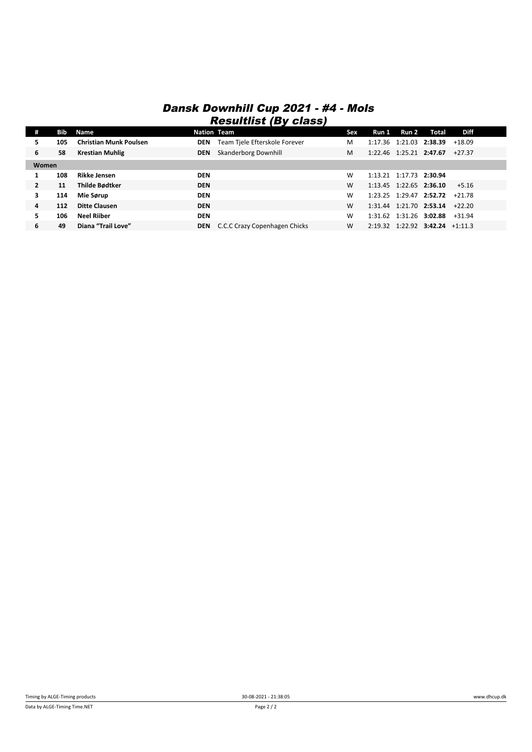# Dansk Downhill Cup 2021 - #4 - Mols

## Resultlist (By class)

| # | Bib | Name | Nation | Team | Sex | Run 1 | Run 2 | Total | Diff |
|---|---|---|---|---|---|---|---|---|---|
| 5 | 105 | **Christian Munk Poulsen** | **DEN** | Team Tjele Efterskole Forever | M | 1:17.36 | 1:21.03 | **2:38.39** | +18.09 |
| 6 | 58 | **Krestian Muhlig** | **DEN** | Skanderborg Downhill | M | 1:22.46 | 1:25.21 | **2:47.67** | +27.37 |
| **Women** | | | | | | | | | |
| 1 | 108 | **Rikke Jensen** | **DEN** | | W | 1:13.21 | 1:17.73 | **2:30.94** | |
| 2 | 11 | **Thilde Bødtker** | **DEN** | | W | 1:13.45 | 1:22.65 | **2:36.10** | +5.16 |
| 3 | 114 | **Mie Sørup** | **DEN** | | W | 1:23.25 | 1:29.47 | **2:52.72** | +21.78 |
| 4 | 112 | **Ditte Clausen** | **DEN** | | W | 1:31.44 | 1:21.70 | **2:53.14** | +22.20 |
| 5 | 106 | **Neel Riiber** | **DEN** | | W | 1:31.62 | 1:31.26 | **3:02.88** | +31.94 |
| 6 | 49 | **Diana "Trail Love"** | **DEN** | C.C.C Crazy Copenhagen Chicks | W | 2:19.32 | 1:22.92 | **3:42.24** | +1:11.3 |

Timing by ALGE-Timing products — 30-08-2021 - 21:38:05 — www.dhcup.dk

Data by ALGE-Timing Time.NET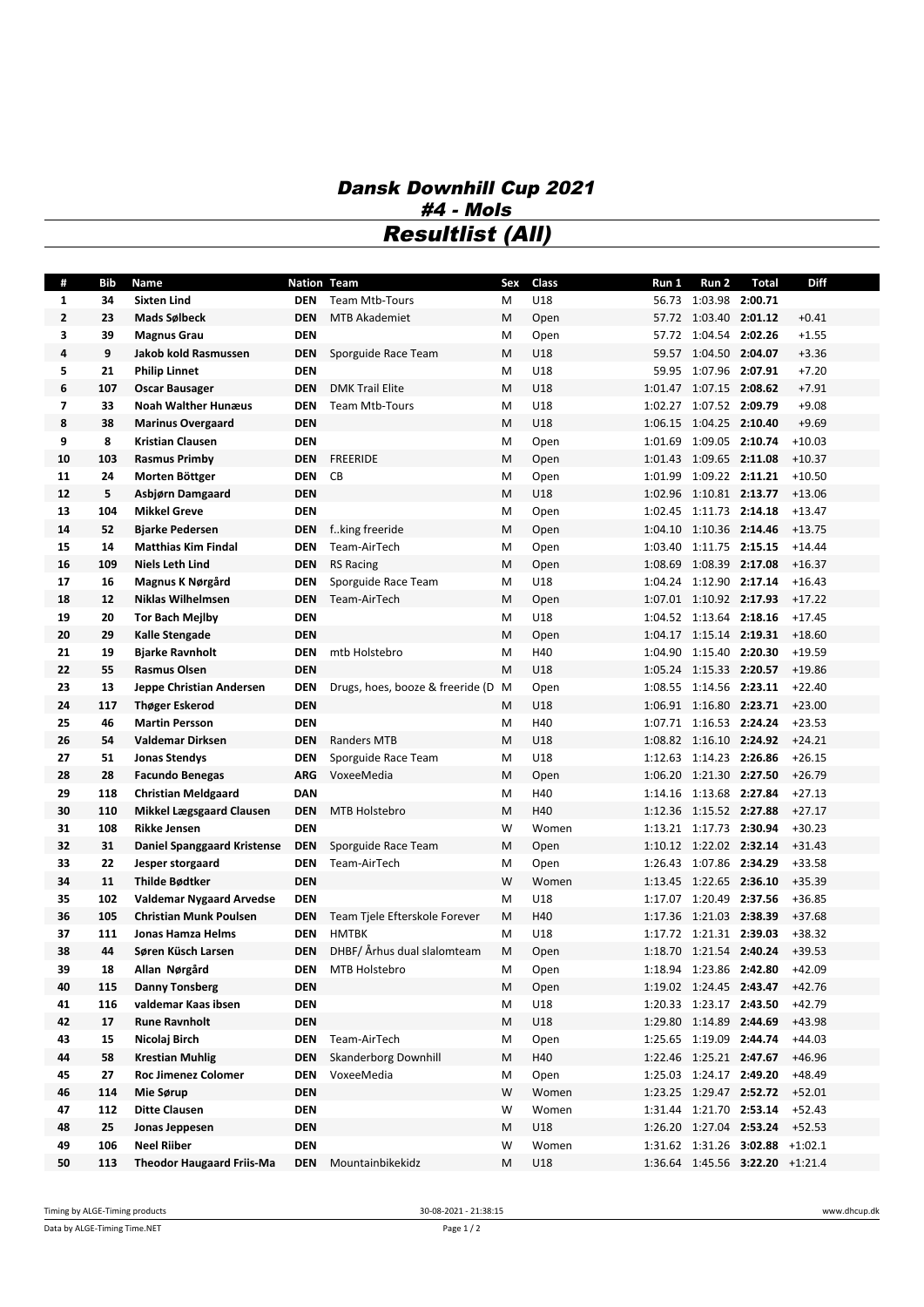# Dansk Downhill Cup 2021

## #4 - Mols

## Resultlist (All)

| # | Bib | Name | Nation | Team | Sex | Class | Run 1 | Run 2 | Total | Diff |
|---|---|---|---|---|---|---|---|---|---|---|
| 1 | 34 | **Sixten Lind** | **DEN** | Team Mtb-Tours | M | U18 | 56.73 | 1:03.98 | **2:00.71** | |
| 2 | 23 | **Mads Sølbeck** | **DEN** | MTB Akademiet | M | Open | 57.72 | 1:03.40 | **2:01.12** | +0.41 |
| 3 | 39 | **Magnus Grau** | **DEN** | | M | Open | 57.72 | 1:04.54 | **2:02.26** | +1.55 |
| 4 | 9 | **Jakob kold Rasmussen** | **DEN** | Sporguide Race Team | M | U18 | 59.57 | 1:04.50 | **2:04.07** | +3.36 |
| 5 | 21 | **Philip Linnet** | **DEN** | | M | U18 | 59.95 | 1:07.96 | **2:07.91** | +7.20 |
| 6 | 107 | **Oscar Bausager** | **DEN** | DMK Trail Elite | M | U18 | 1:01.47 | 1:07.15 | **2:08.62** | +7.91 |
| 7 | 33 | **Noah Walther Hunæus** | **DEN** | Team Mtb-Tours | M | U18 | 1:02.27 | 1:07.52 | **2:09.79** | +9.08 |
| 8 | 38 | **Marinus Overgaard** | **DEN** | | M | U18 | 1:06.15 | 1:04.25 | **2:10.40** | +9.69 |
| 9 | 8 | **Kristian Clausen** | **DEN** | | M | Open | 1:01.69 | 1:09.05 | **2:10.74** | +10.03 |
| 10 | 103 | **Rasmus Primby** | **DEN** | FREERIDE | M | Open | 1:01.43 | 1:09.65 | **2:11.08** | +10.37 |
| 11 | 24 | **Morten Böttger** | **DEN** | CB | M | Open | 1:01.99 | 1:09.22 | **2:11.21** | +10.50 |
| 12 | 5 | **Asbjørn Damgaard** | **DEN** | | M | U18 | 1:02.96 | 1:10.81 | **2:13.77** | +13.06 |
| 13 | 104 | **Mikkel Greve** | **DEN** | | M | Open | 1:02.45 | 1:11.73 | **2:14.18** | +13.47 |
| 14 | 52 | **Bjarke Pedersen** | **DEN** | f..king freeride | M | Open | 1:04.10 | 1:10.36 | **2:14.46** | +13.75 |
| 15 | 14 | **Matthias Kim Findal** | **DEN** | Team-AirTech | M | Open | 1:03.40 | 1:11.75 | **2:15.15** | +14.44 |
| 16 | 109 | **Niels Leth Lind** | **DEN** | RS Racing | M | Open | 1:08.69 | 1:08.39 | **2:17.08** | +16.37 |
| 17 | 16 | **Magnus K Nørgård** | **DEN** | Sporguide Race Team | M | U18 | 1:04.24 | 1:12.90 | **2:17.14** | +16.43 |
| 18 | 12 | **Niklas Wilhelmsen** | **DEN** | Team-AirTech | M | Open | 1:07.01 | 1:10.92 | **2:17.93** | +17.22 |
| 19 | 20 | **Tor Bach Mejlby** | **DEN** | | M | U18 | 1:04.52 | 1:13.64 | **2:18.16** | +17.45 |
| 20 | 29 | **Kalle Stengade** | **DEN** | | M | Open | 1:04.17 | 1:15.14 | **2:19.31** | +18.60 |
| 21 | 19 | **Bjarke Ravnholt** | **DEN** | mtb Holstebro | M | H40 | 1:04.90 | 1:15.40 | **2:20.30** | +19.59 |
| 22 | 55 | **Rasmus Olsen** | **DEN** | | M | U18 | 1:05.24 | 1:15.33 | **2:20.57** | +19.86 |
| 23 | 13 | **Jeppe Christian Andersen** | **DEN** | Drugs, hoes, booze & freeride (D | M | Open | 1:08.55 | 1:14.56 | **2:23.11** | +22.40 |
| 24 | 117 | **Thøger Eskerod** | **DEN** | | M | U18 | 1:06.91 | 1:16.80 | **2:23.71** | +23.00 |
| 25 | 46 | **Martin Persson** | **DEN** | | M | H40 | 1:07.71 | 1:16.53 | **2:24.24** | +23.53 |
| 26 | 54 | **Valdemar Dirksen** | **DEN** | Randers MTB | M | U18 | 1:08.82 | 1:16.10 | **2:24.92** | +24.21 |
| 27 | 51 | **Jonas Stendys** | **DEN** | Sporguide Race Team | M | U18 | 1:12.63 | 1:14.23 | **2:26.86** | +26.15 |
| 28 | 28 | **Facundo Benegas** | **ARG** | VoxeeMedia | M | Open | 1:06.20 | 1:21.30 | **2:27.50** | +26.79 |
| 29 | 118 | **Christian Meldgaard** | **DAN** | | M | H40 | 1:14.16 | 1:13.68 | **2:27.84** | +27.13 |
| 30 | 110 | **Mikkel Lægsgaard Clausen** | **DEN** | MTB Holstebro | M | H40 | 1:12.36 | 1:15.52 | **2:27.88** | +27.17 |
| 31 | 108 | **Rikke Jensen** | **DEN** | | W | Women | 1:13.21 | 1:17.73 | **2:30.94** | +30.23 |
| 32 | 31 | **Daniel Spanggaard Kristense** | **DEN** | Sporguide Race Team | M | Open | 1:10.12 | 1:22.02 | **2:32.14** | +31.43 |
| 33 | 22 | **Jesper storgaard** | **DEN** | Team-AirTech | M | Open | 1:26.43 | 1:07.86 | **2:34.29** | +33.58 |
| 34 | 11 | **Thilde Bødtker** | **DEN** | | W | Women | 1:13.45 | 1:22.65 | **2:36.10** | +35.39 |
| 35 | 102 | **Valdemar Nygaard Arvedse** | **DEN** | | M | U18 | 1:17.07 | 1:20.49 | **2:37.56** | +36.85 |
| 36 | 105 | **Christian Munk Poulsen** | **DEN** | Team Tjele Efterskole Forever | M | H40 | 1:17.36 | 1:21.03 | **2:38.39** | +37.68 |
| 37 | 111 | **Jonas Hamza Helms** | **DEN** | HMTBK | M | U18 | 1:17.72 | 1:21.31 | **2:39.03** | +38.32 |
| 38 | 44 | **Søren Küsch Larsen** | **DEN** | DHBF/ Århus dual slalomteam | M | Open | 1:18.70 | 1:21.54 | **2:40.24** | +39.53 |
| 39 | 18 | **Allan Nørgård** | **DEN** | MTB Holstebro | M | Open | 1:18.94 | 1:23.86 | **2:42.80** | +42.09 |
| 40 | 115 | **Danny Tonsberg** | **DEN** | | M | Open | 1:19.02 | 1:24.45 | **2:43.47** | +42.76 |
| 41 | 116 | **valdemar Kaas ibsen** | **DEN** | | M | U18 | 1:20.33 | 1:23.17 | **2:43.50** | +42.79 |
| 42 | 17 | **Rune Ravnholt** | **DEN** | | M | U18 | 1:29.80 | 1:14.89 | **2:44.69** | +43.98 |
| 43 | 15 | **Nicolaj Birch** | **DEN** | Team-AirTech | M | Open | 1:25.65 | 1:19.09 | **2:44.74** | +44.03 |
| 44 | 58 | **Krestian Muhlig** | **DEN** | Skanderborg Downhill | M | H40 | 1:22.46 | 1:25.21 | **2:47.67** | +46.96 |
| 45 | 27 | **Roc Jimenez Colomer** | **DEN** | VoxeeMedia | M | Open | 1:25.03 | 1:24.17 | **2:49.20** | +48.49 |
| 46 | 114 | **Mie Sørup** | **DEN** | | W | Women | 1:23.25 | 1:29.47 | **2:52.72** | +52.01 |
| 47 | 112 | **Ditte Clausen** | **DEN** | | W | Women | 1:31.44 | 1:21.70 | **2:53.14** | +52.43 |
| 48 | 25 | **Jonas Jeppesen** | **DEN** | | M | U18 | 1:26.20 | 1:27.04 | **2:53.24** | +52.53 |
| 49 | 106 | **Neel Riiber** | **DEN** | | W | Women | 1:31.62 | 1:31.26 | **3:02.88** | +1:02.1 |
| 50 | 113 | **Theodor Haugaard Friis-Ma** | **DEN** | Mountainbikekidz | M | U18 | 1:36.64 | 1:45.56 | **3:22.20** | +1:21.4 |

Timing by ALGE-Timing products — 30-08-2021 - 21:38:15 — www.dhcup.dk

Data by ALGE-Timing Time.NET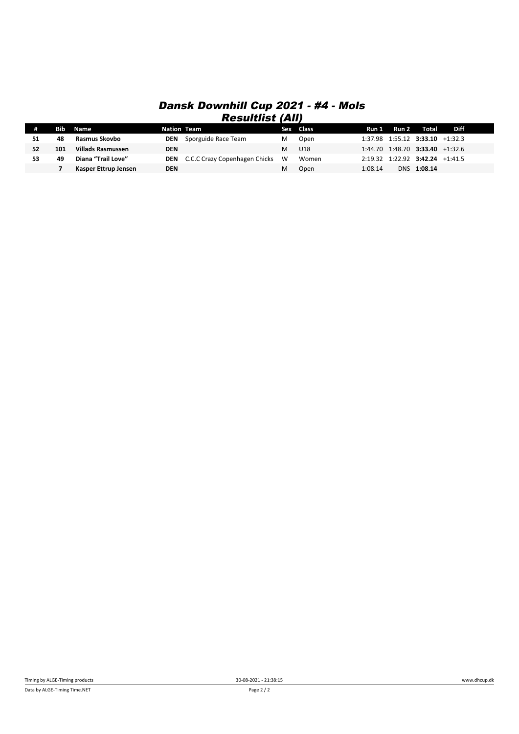# *Dansk Downhill Cup 2021 - #4 - Mols*
## *Resultlist (All)*

| # | Bib | Name | Nation | Team | Sex | Class | Run 1 | Run 2 | Total | Diff |
|---|---|---|---|---|---|---|---|---|---|---|
| **51** | **48** | **Rasmus Skovbo** | **DEN** | Sporguide Race Team | M | Open | 1:37.98 | 1:55.12 | **3:33.10** | +1:32.3 |
| **52** | **101** | **Villads Rasmussen** | **DEN** | | M | U18 | 1:44.70 | 1:48.70 | **3:33.40** | +1:32.6 |
| **53** | **49** | **Diana "Trail Love"** | **DEN** | C.C.C Crazy Copenhagen Chicks | W | Women | 2:19.32 | 1:22.92 | **3:42.24** | +1:41.5 |
| | **7** | **Kasper Ettrup Jensen** | **DEN** | | M | Open | 1:08.14 | DNS | **1:08.14** | |

Timing by ALGE-Timing products | 30-08-2021 - 21:38:15 | www.dhcup.dk

Data by ALGE-Timing Time.NET